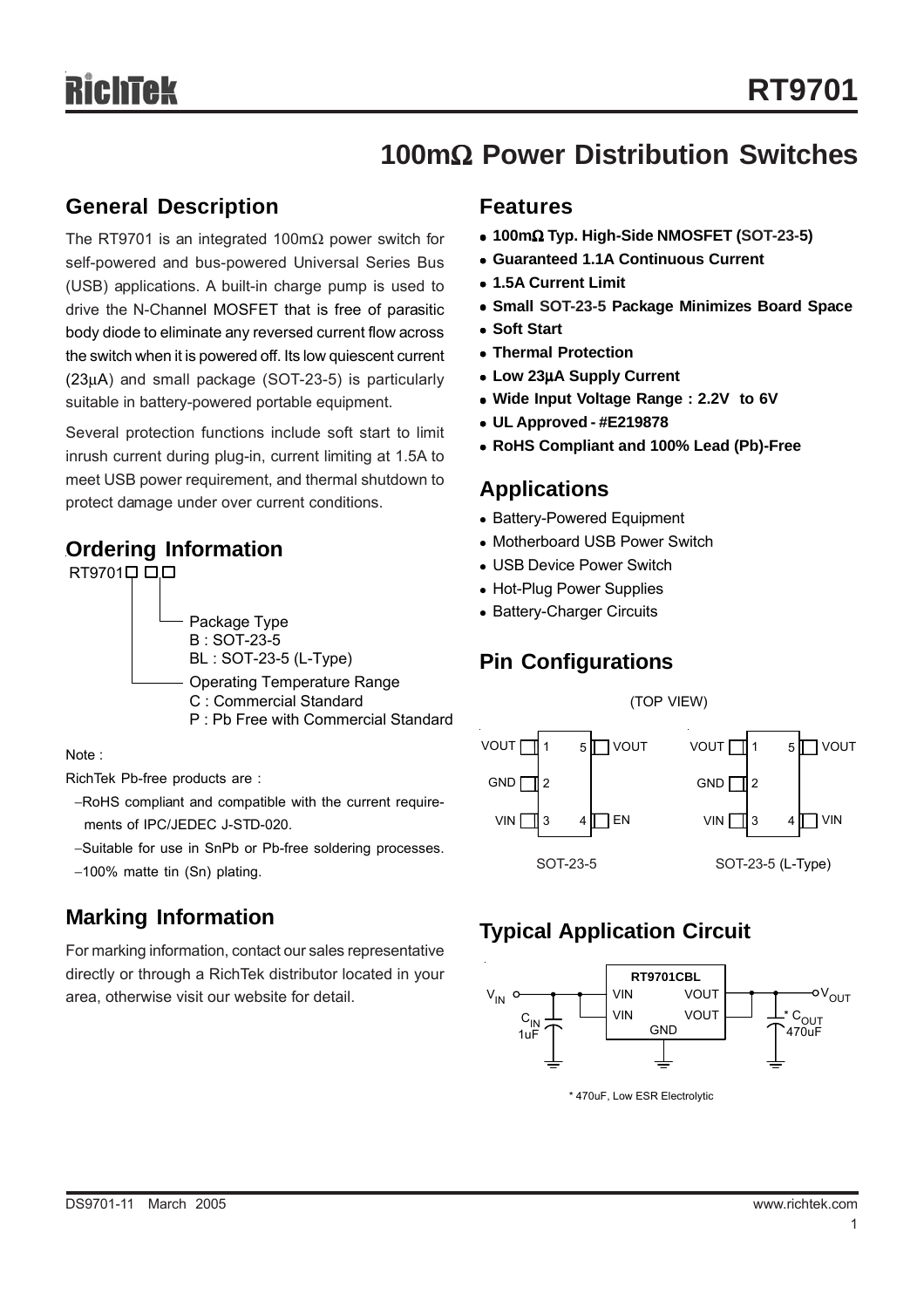# RT9701

## 100mΩ Power Distribution Switches

## General Description

The RT9701 is an integrated 100mΩ power switch for self-powered and bus-powered Universal Series Bus (USB) applications. A built-in charge pump is used to drive the N-Channel MOSFET that is free of parasitic body diode to eliminate any reversed current flow across the switch when it is powered off. Its low quiescent current (23μA) and small package (SOT-23-5) is particularly suitable in battery-powered portable equipment.

Several protection functions include soft start to limit inrush current during plug-in, current limiting at 1.5A to meet USB power requirement, and thermal shutdown to protect damage under over current conditions.

## Ordering Information

RT9701□ □□

- Package Type
  - B : SOT-23-5
  - BL : SOT-23-5 (L-Type)
- Operating Temperature Range
  - C : Commercial Standard
  - P : Pb Free with Commercial Standard

Note :

RichTek Pb-free products are :

- −RoHS compliant and compatible with the current requirements of IPC/JEDEC J-STD-020.
- −Suitable for use in SnPb or Pb-free soldering processes.
- −100% matte tin (Sn) plating.

## Marking Information

For marking information, contact our sales representative directly or through a RichTek distributor located in your area, otherwise visit our website for detail.

## Features

- **100mΩ Typ. High-Side NMOSFET (SOT-23-5)**
- **Guaranteed 1.1A Continuous Current**
- **1.5A Current Limit**
- **Small SOT-23-5 Package Minimizes Board Space**
- **Soft Start**
- **Thermal Protection**
- **Low 23μA Supply Current**
- **Wide Input Voltage Range : 2.2V to 6V**
- **UL Approved - #E219878**
- **RoHS Compliant and 100% Lead (Pb)-Free**

## Applications

- Battery-Powered Equipment
- Motherboard USB Power Switch
- USB Device Power Switch
- Hot-Plug Power Supplies
- Battery-Charger Circuits

## Pin Configurations

(TOP VIEW)

SOT-23-5:

| Pin | Name | Pin | Name |
|---|---|---|---|
| 1 | VOUT | 5 | VOUT |
| 2 | GND | 4 | EN |
| 3 | VIN | | |

SOT-23-5 (L-Type):

| Pin | Name | Pin | Name |
|---|---|---|---|
| 1 | VOUT | 5 | VOUT |
| 2 | GND | 4 | VIN |
| 3 | VIN | | |

## Typical Application Circuit

RT9701CBL: $V_{IN}$ → VIN, VIN; VOUT, VOUT → $V_{OUT}$; GND; $C_{IN}$ 1uF; * $C_{OUT}$ 470uF

\* 470uF, Low ESR Electrolytic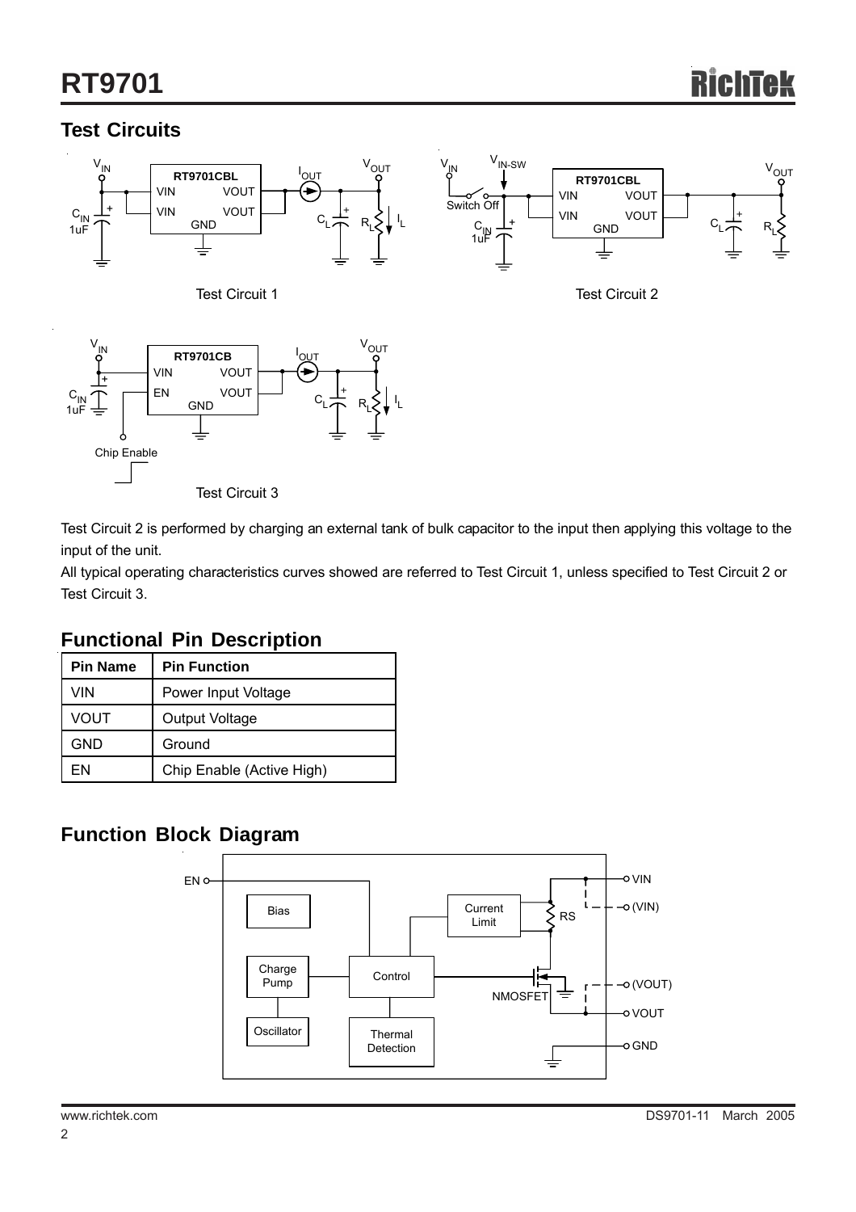## Test Circuits

Test Circuit 1

Test Circuit 2

Test Circuit 3

Test Circuit 2 is performed by charging an external tank of bulk capacitor to the input then applying this voltage to the input of the unit.

All typical operating characteristics curves showed are referred to Test Circuit 1, unless specified to Test Circuit 2 or Test Circuit 3.

## Functional Pin Description

| Pin Name | Pin Function |
|---|---|
| VIN | Power Input Voltage |
| VOUT | Output Voltage |
| GND | Ground |
| EN | Chip Enable (Active High) |

## Function Block Diagram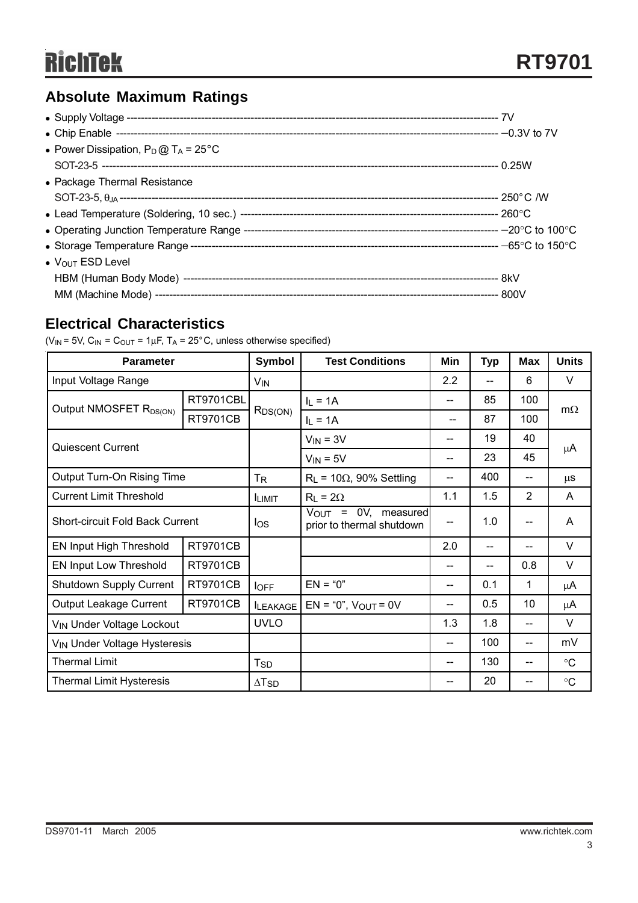## Absolute Maximum Ratings

- Supply Voltage ------------------------------------------------------------------------------------------------------------ 7V
- Chip Enable ------------------------------------------------------------------------------------------------------------ −0.3V to 7V
- Power Dissipation, $P_D$ @ $T_A$ = 25°C
  SOT-23-5 ------------------------------------------------------------------------------------------------------------ 0.25W
- Package Thermal Resistance
  SOT-23-5, $\theta_{JA}$ ------------------------------------------------------------------------------------------------------------ 250°C /W
- Lead Temperature (Soldering, 10 sec.) ------------------------------------------------------------------------ 260°C
- Operating Junction Temperature Range ------------------------------------------------------------------------ −20°C to 100°C
- Storage Temperature Range ------------------------------------------------------------------------------------------ −65°C to 150°C
- $V_{OUT}$ ESD Level
  HBM (Human Body Mode) ------------------------------------------------------------------------------------------ 8kV
  MM (Machine Mode) ---------------------------------------------------------------------------------------------------- 800V

## Electrical Characteristics

($V_{IN}$ = 5V, $C_{IN}$ = $C_{OUT}$ = 1μF, $T_A$ = 25°C, unless otherwise specified)

| Parameter | | Symbol | Test Conditions | Min | Typ | Max | Units |
|---|---|---|---|---|---|---|---|
| Input Voltage Range | | $V_{IN}$ | | 2.2 | -- | 6 | V |
| Output NMOSFET $R_{DS(ON)}$ | RT9701CBL | $R_{DS(ON)}$ | $I_L$ = 1A | -- | 85 | 100 | mΩ |
| | RT9701CB | | $I_L$ = 1A | -- | 87 | 100 | |
| Quiescent Current | | | $V_{IN}$ = 3V | -- | 19 | 40 | μA |
| | | | $V_{IN}$ = 5V | -- | 23 | 45 | |
| Output Turn-On Rising Time | | $T_R$ | $R_L$ = 10Ω, 90% Settling | -- | 400 | -- | μs |
| Current Limit Threshold | | $I_{LIMIT}$ | $R_L$ = 2Ω | 1.1 | 1.5 | 2 | A |
| Short-circuit Fold Back Current | | $I_{OS}$ | $V_{OUT}$ = 0V, measured prior to thermal shutdown | -- | 1.0 | -- | A |
| EN Input High Threshold | RT9701CB | | | 2.0 | -- | -- | V |
| EN Input Low Threshold | RT9701CB | | | -- | -- | 0.8 | V |
| Shutdown Supply Current | RT9701CB | $I_{OFF}$ | EN = "0" | -- | 0.1 | 1 | μA |
| Output Leakage Current | RT9701CB | $I_{LEAKAGE}$ | EN = "0", $V_{OUT}$ = 0V | -- | 0.5 | 10 | μA |
| $V_{IN}$ Under Voltage Lockout | | UVLO | | 1.3 | 1.8 | -- | V |
| $V_{IN}$ Under Voltage Hysteresis | | | | -- | 100 | -- | mV |
| Thermal Limit | | $T_{SD}$ | | -- | 130 | -- | °C |
| Thermal Limit Hysteresis | | $\Delta T_{SD}$ | | -- | 20 | -- | °C |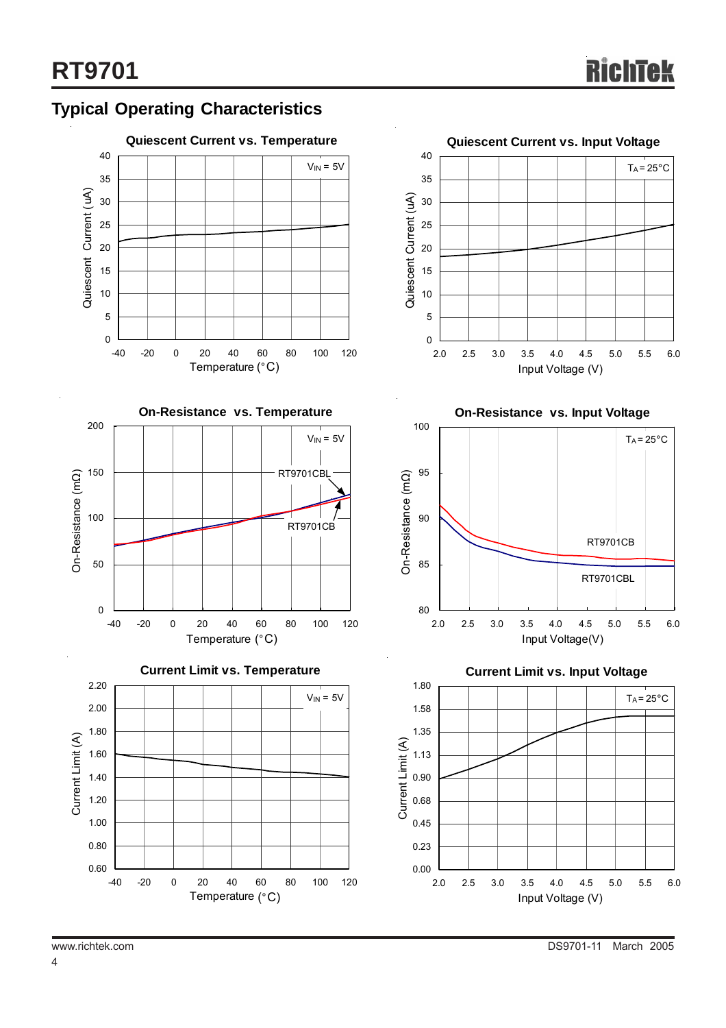## Typical Operating Characteristics

**Quiescent Current vs. Temperature**

$V_{IN}$ = 5V

Quiescent Current (uA) vs. Temperature (°C)

**Quiescent Current vs. Input Voltage**

$T_A$ = 25°C

Quiescent Current (uA) vs. Input Voltage (V)

**On-Resistance vs. Temperature**

$V_{IN}$ = 5V

RT9701CBL

RT9701CB

On-Resistance (mΩ) vs. Temperature (°C)

**On-Resistance vs. Input Voltage**

$T_A$ = 25°C

RT9701CB

RT9701CBL

On-Resistance (mΩ) vs. Input Voltage(V)

**Current Limit vs. Temperature**

$V_{IN}$ = 5V

Current Limit (A) vs. Temperature (°C)

**Current Limit vs. Input Voltage**

$T_A$ = 25°C

Current Limit (A) vs. Input Voltage (V)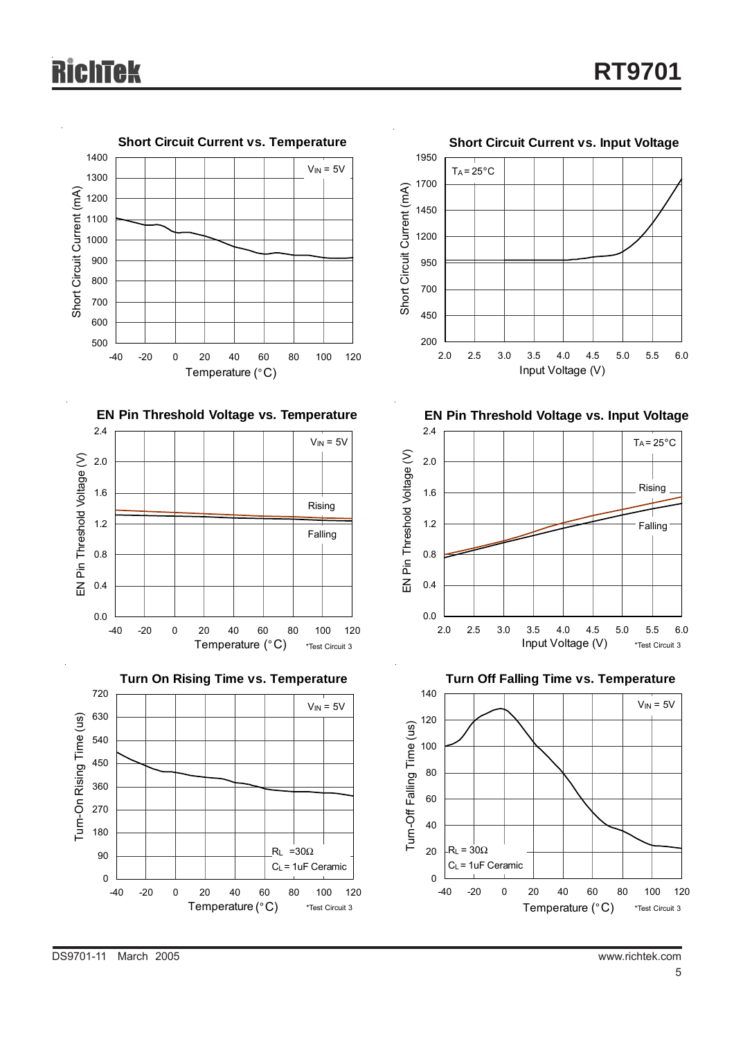**Short Circuit Current vs. Temperature**

$V_{IN}$ = 5V

Short Circuit Current (mA)

Temperature (°C)

**Short Circuit Current vs. Input Voltage**

$T_A$ = 25°C

Short Circuit Current (mA)

Input Voltage (V)

**EN Pin Threshold Voltage vs. Temperature**

$V_{IN}$ = 5V

Rising

Falling

EN Pin Threshold Voltage (V)

Temperature (°C)

*Test Circuit 3

**EN Pin Threshold Voltage vs. Input Voltage**

$T_A$ = 25°C

Rising

Falling

EN Pin Threshold Voltage (V)

Input Voltage (V)

*Test Circuit 3

**Turn On Rising Time vs. Temperature**

$V_{IN}$ = 5V

$R_L$ = 30Ω

$C_L$ = 1uF Ceramic

Turn-On Rising Time (us)

Temperature (°C)

*Test Circuit 3

**Turn Off Falling Time vs. Temperature**

$V_{IN}$ = 5V

$R_L$ = 30Ω

$C_L$ = 1uF Ceramic

Turn-Off Falling Time (us)

Temperature (°C)

*Test Circuit 3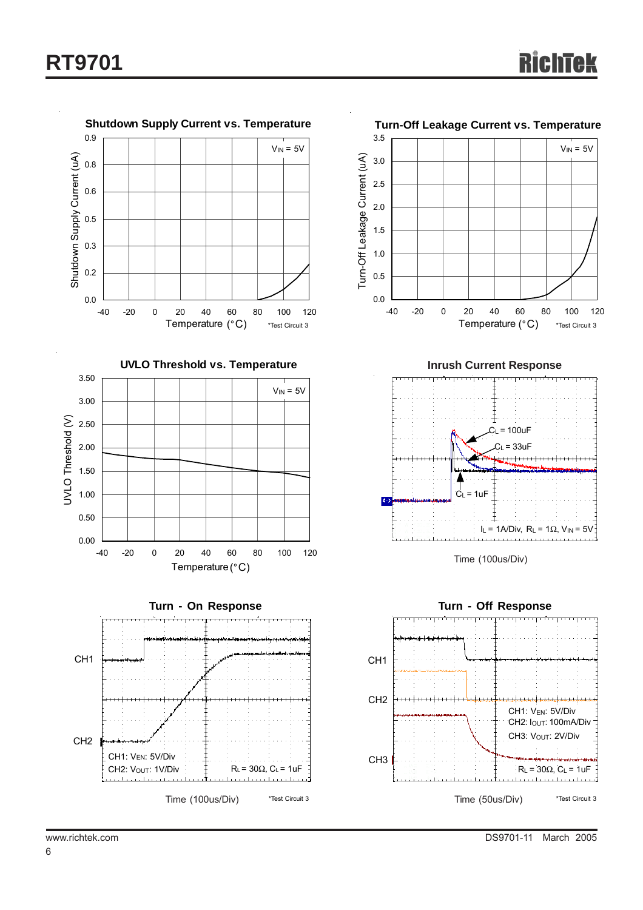**Shutdown Supply Current vs. Temperature**

$V_{IN}$ = 5V

Shutdown Supply Current (uA)

Temperature (°C)

*Test Circuit 3

**Turn-Off Leakage Current vs. Temperature**

$V_{IN}$ = 5V

Turn-Off Leakage Current (uA)

Temperature (°C)

*Test Circuit 3

**UVLO Threshold vs. Temperature**

$V_{IN}$ = 5V

UVLO Threshold (V)

Temperature (°C)

**Inrush Current Response**

$C_L$ = 100uF

$C_L$ = 33uF

$C_L$ = 1uF

$I_L$ = 1A/Div, $R_L$ = 1Ω, $V_{IN}$ = 5V

Time (100us/Div)

**Turn - On Response**

CH1

CH2

CH1: $V_{EN}$: 5V/Div

CH2: $V_{OUT}$: 1V/Div

$R_L$ = 30Ω, $C_L$ = 1uF

Time (100us/Div)

*Test Circuit 3

**Turn - Off Response**

CH1

CH2

CH3

CH1: $V_{EN}$: 5V/Div

CH2: $I_{OUT}$: 100mA/Div

CH3: $V_{OUT}$: 2V/Div

$R_L$ = 30Ω, $C_L$ = 1uF

Time (50us/Div)

*Test Circuit 3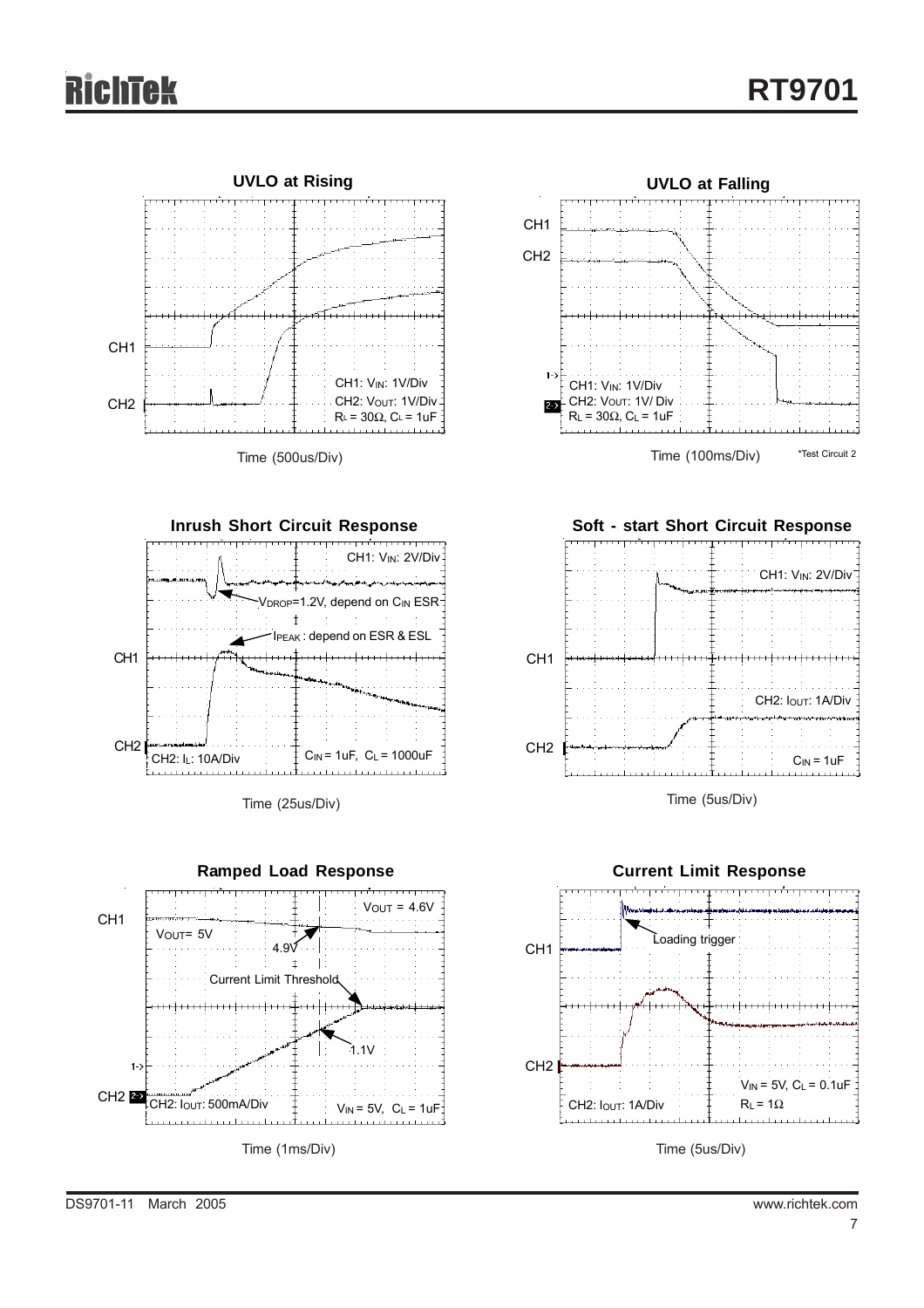### UVLO at Rising

CH1: $V_{IN}$: 1V/Div
CH2: $V_{OUT}$: 1V/Div
$R_L$ = 30Ω, $C_L$ = 1uF

Time (500us/Div)

### UVLO at Falling

CH1: $V_{IN}$: 1V/Div
CH2: $V_{OUT}$: 1V/ Div
$R_L$ = 30Ω, $C_L$ = 1uF

Time (100ms/Div)

*Test Circuit 2

### Inrush Short Circuit Response

CH1: $V_{IN}$: 2V/Div
$V_{DROP}$=1.2V, depend on $C_{IN}$ ESR
$I_{PEAK}$ : depend on ESR & ESL
CH2: $I_L$: 10A/Div
$C_{IN}$ = 1uF, $C_L$ = 1000uF

Time (25us/Div)

### Soft - start Short Circuit Response

CH1: $V_{IN}$: 2V/Div
CH2: $I_{OUT}$: 1A/Div
$C_{IN}$ = 1uF

Time (5us/Div)

### Ramped Load Response

$V_{OUT}$= 5V
4.9V
$V_{OUT}$ = 4.6V
Current Limit Threshold
1.1V
CH2: $I_{OUT}$: 500mA/Div
$V_{IN}$ = 5V, $C_L$ = 1uF

Time (1ms/Div)

### Current Limit Response

Loading trigger
CH2: $I_{OUT}$: 1A/Div
$V_{IN}$ = 5V, $C_L$ = 0.1uF
$R_L$ = 1Ω

Time (5us/Div)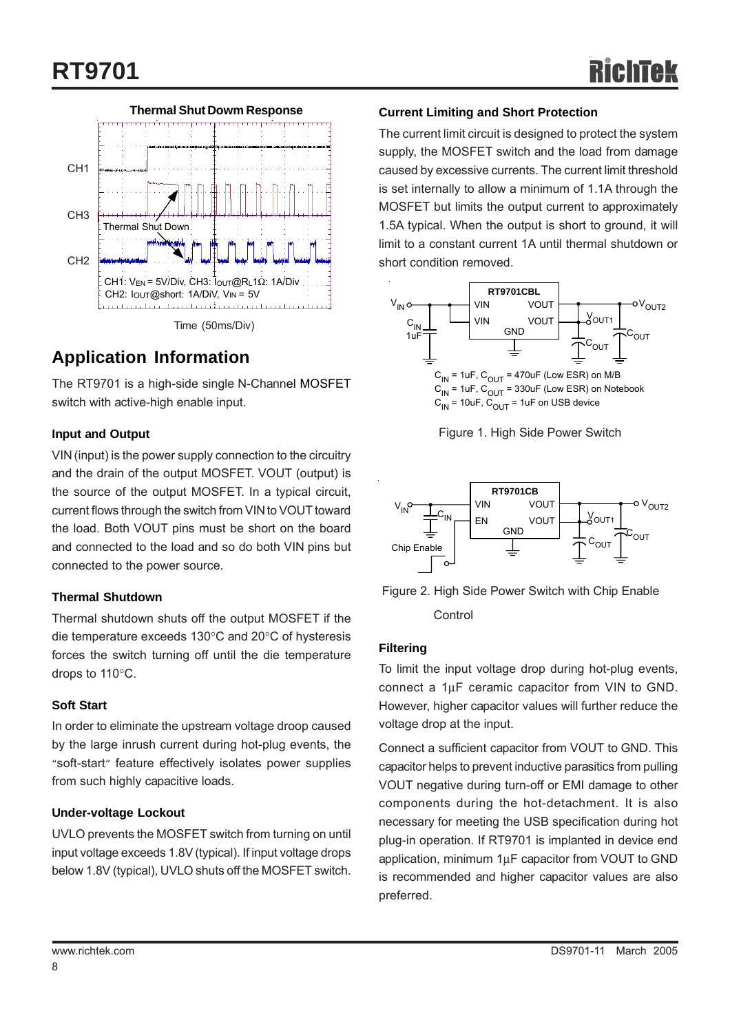**Thermal Shut Dowm Response**

CH1

CH3

CH2

Thermal Shut Down

CH1: $V_{EN}$ = 5V/Div, CH3: $I_{OUT}$@$R_L$1Ω: 1A/Div
CH2: $I_{OUT}$@short: 1A/DiV, $V_{IN}$ = 5V

Time (50ms/Div)

## Application Information

The RT9701 is a high-side single N-Channel MOSFET switch with active-high enable input.

### Input and Output

VIN (input) is the power supply connection to the circuitry and the drain of the output MOSFET. VOUT (output) is the source of the output MOSFET. In a typical circuit, current flows through the switch from VIN to VOUT toward the load. Both VOUT pins must be short on the board and connected to the load and so do both VIN pins but connected to the power source.

### Thermal Shutdown

Thermal shutdown shuts off the output MOSFET if the die temperature exceeds 130°C and 20°C of hysteresis forces the switch turning off until the die temperature drops to 110°C.

### Soft Start

In order to eliminate the upstream voltage droop caused by the large inrush current during hot-plug events, the "soft-start" feature effectively isolates power supplies from such highly capacitive loads.

### Under-voltage Lockout

UVLO prevents the MOSFET switch from turning on until input voltage exceeds 1.8V (typical). If input voltage drops below 1.8V (typical), UVLO shuts off the MOSFET switch.

### Current Limiting and Short Protection

The current limit circuit is designed to protect the system supply, the MOSFET switch and the load from damage caused by excessive currents. The current limit threshold is set internally to allow a minimum of 1.1A through the MOSFET but limits the output current to approximately 1.5A typical. When the output is short to ground, it will limit to a constant current 1A until thermal shutdown or short condition removed.

RT9701CBL

$V_{IN}$, $C_{IN}$ 1uF, VIN, VIN, VOUT, VOUT, GND, $V_{OUT1}$, $V_{OUT2}$, $C_{OUT}$, $C_{OUT}$

$C_{IN}$ = 1uF, $C_{OUT}$ = 470uF (Low ESR) on M/B
$C_{IN}$ = 1uF, $C_{OUT}$ = 330uF (Low ESR) on Notebook
$C_{IN}$ = 10uF, $C_{OUT}$ = 1uF on USB device

Figure 1. High Side Power Switch

RT9701CB

$V_{IN}$, $C_{IN}$, VIN, EN, VOUT, VOUT, GND, Chip Enable, $V_{OUT1}$, $V_{OUT2}$, $C_{OUT}$, $C_{OUT}$

Figure 2. High Side Power Switch with Chip Enable Control

### Filtering

To limit the input voltage drop during hot-plug events, connect a 1μF ceramic capacitor from VIN to GND. However, higher capacitor values will further reduce the voltage drop at the input.

Connect a sufficient capacitor from VOUT to GND. This capacitor helps to prevent inductive parasitics from pulling VOUT negative during turn-off or EMI damage to other components during the hot-detachment. It is also necessary for meeting the USB specification during hot plug-in operation. If RT9701 is implanted in device end application, minimum 1μF capacitor from VOUT to GND is recommended and higher capacitor values are also preferred.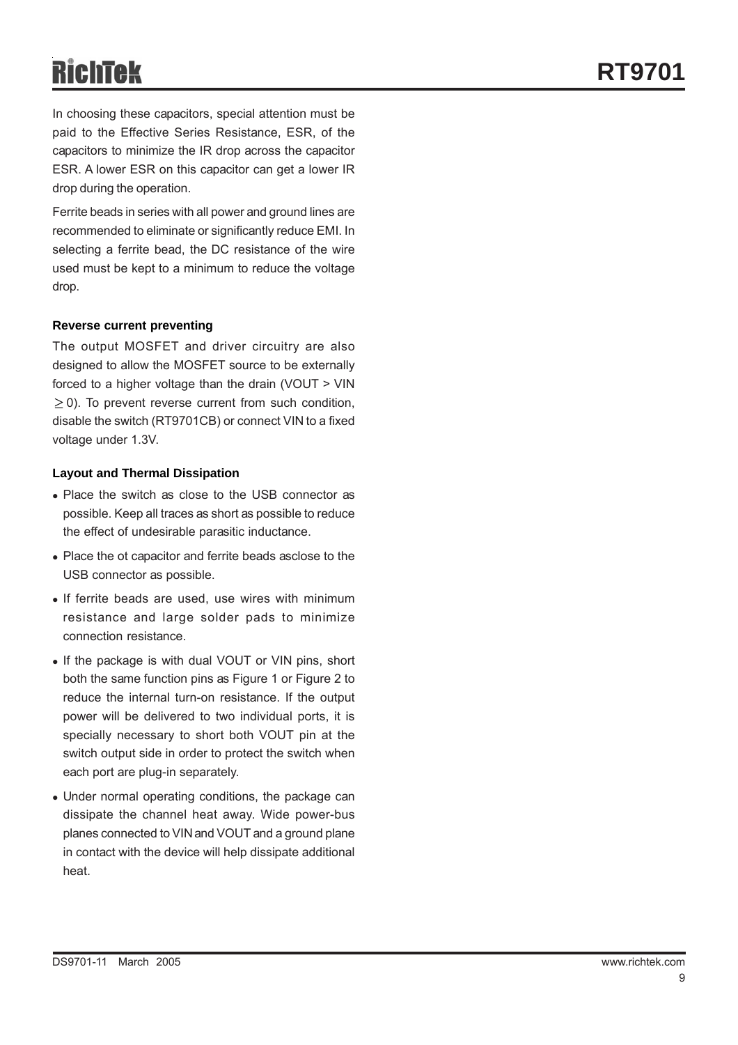In choosing these capacitors, special attention must be paid to the Effective Series Resistance, ESR, of the capacitors to minimize the IR drop across the capacitor ESR. A lower ESR on this capacitor can get a lower IR drop during the operation.

Ferrite beads in series with all power and ground lines are recommended to eliminate or significantly reduce EMI. In selecting a ferrite bead, the DC resistance of the wire used must be kept to a minimum to reduce the voltage drop.

**Reverse current preventing**

The output MOSFET and driver circuitry are also designed to allow the MOSFET source to be externally forced to a higher voltage than the drain (VOUT > VIN $\geq$ 0). To prevent reverse current from such condition, disable the switch (RT9701CB) or connect VIN to a fixed voltage under 1.3V.

**Layout and Thermal Dissipation**

- Place the switch as close to the USB connector as possible. Keep all traces as short as possible to reduce the effect of undesirable parasitic inductance.
- Place the ot capacitor and ferrite beads asclose to the USB connector as possible.
- If ferrite beads are used, use wires with minimum resistance and large solder pads to minimize connection resistance.
- If the package is with dual VOUT or VIN pins, short both the same function pins as Figure 1 or Figure 2 to reduce the internal turn-on resistance. If the output power will be delivered to two individual ports, it is specially necessary to short both VOUT pin at the switch output side in order to protect the switch when each port are plug-in separately.
- Under normal operating conditions, the package can dissipate the channel heat away. Wide power-bus planes connected to VIN and VOUT and a ground plane in contact with the device will help dissipate additional heat.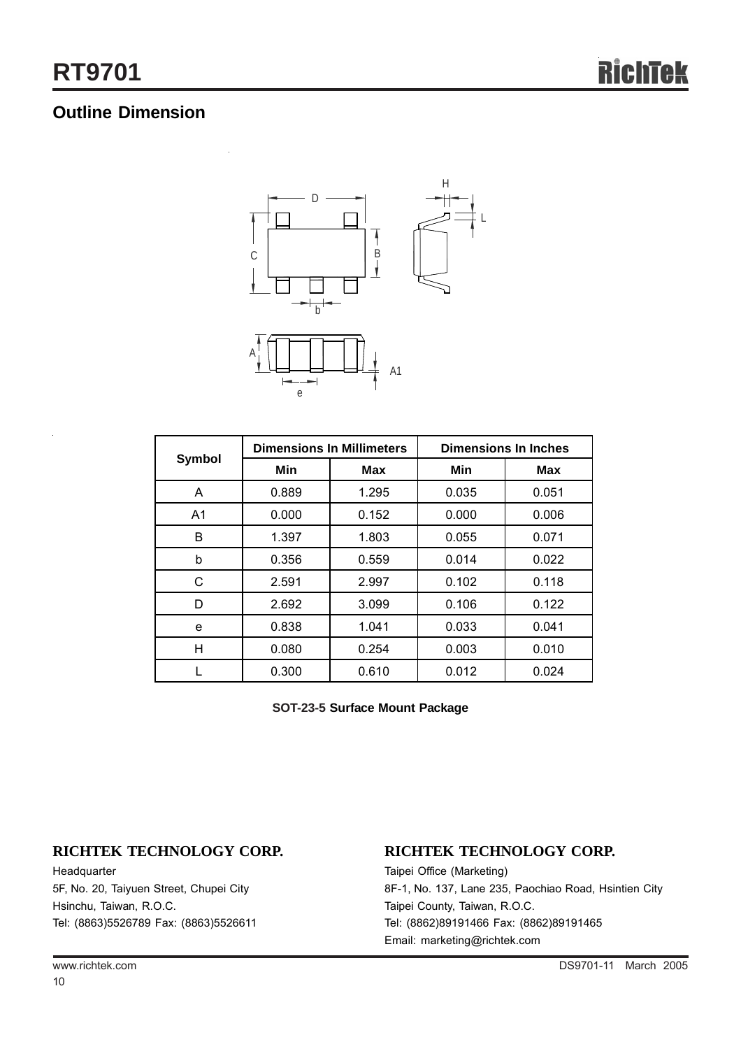## Outline Dimension

H
D
L
C
B
b
A
A1
e

| Symbol | Dimensions In Millimeters | | Dimensions In Inches | |
|---|---|---|---|---|
| | Min | Max | Min | Max |
| A | 0.889 | 1.295 | 0.035 | 0.051 |
| A1 | 0.000 | 0.152 | 0.000 | 0.006 |
| B | 1.397 | 1.803 | 0.055 | 0.071 |
| b | 0.356 | 0.559 | 0.014 | 0.022 |
| C | 2.591 | 2.997 | 0.102 | 0.118 |
| D | 2.692 | 3.099 | 0.106 | 0.122 |
| e | 0.838 | 1.041 | 0.033 | 0.041 |
| H | 0.080 | 0.254 | 0.003 | 0.010 |
| L | 0.300 | 0.610 | 0.012 | 0.024 |

**SOT-23-5 Surface Mount Package**

**RICHTEK TECHNOLOGY CORP.**

Headquarter
5F, No. 20, Taiyuen Street, Chupei City
Hsinchu, Taiwan, R.O.C.
Tel: (8863)5526789 Fax: (8863)5526611

**RICHTEK TECHNOLOGY CORP.**

Taipei Office (Marketing)
8F-1, No. 137, Lane 235, Paochiao Road, Hsintien City
Taipei County, Taiwan, R.O.C.
Tel: (8862)89191466 Fax: (8862)89191465
Email: marketing@richtek.com